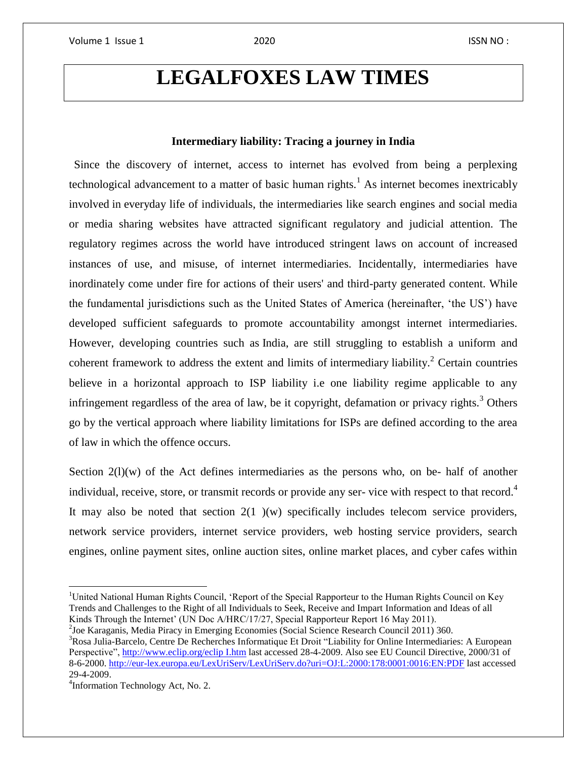# LEGALFOXES LAW TIMES

## Intermediary liability: Tracing a journey in India

Since the discovery of internet, access to internet has evolved from being a perplexing technological advancement to a matter of basic human rights.[1] As internet becomes inextricably involved in everyday life of individuals, the intermediaries like search engines and social media or media sharing websites have attracted significant regulatory and judicial attention. The regulatory regimes across the world have introduced stringent laws on account of increased instances of use, and misuse, of internet intermediaries. Incidentally, intermediaries have inordinately come under fire for actions of their users' and third-party generated content. While the fundamental jurisdictions such as the United States of America (hereinafter, 'the US') have developed sufficient safeguards to promote accountability amongst internet intermediaries. However, developing countries such as India, are still struggling to establish a uniform and coherent framework to address the extent and limits of intermediary liability.[2] Certain countries believe in a horizontal approach to ISP liability i.e one liability regime applicable to any infringement regardless of the area of law, be it copyright, defamation or privacy rights.[3] Others go by the vertical approach where liability limitations for ISPs are defined according to the area of law in which the offence occurs.

Section 2(l)(w) of the Act defines intermediaries as the persons who, on be- half of another individual, receive, store, or transmit records or provide any ser- vice with respect to that record.[4] It may also be noted that section 2(1 )(w) specifically includes telecom service providers, network service providers, internet service providers, web hosting service providers, search engines, online payment sites, online auction sites, online market places, and cyber cafes within

---

[1] United National Human Rights Council, 'Report of the Special Rapporteur to the Human Rights Council on Key Trends and Challenges to the Right of all Individuals to Seek, Receive and Impart Information and Ideas of all Kinds Through the Internet' (UN Doc A/HRC/17/27, Special Rapporteur Report 16 May 2011).

[2] Joe Karaganis, Media Piracy in Emerging Economies (Social Science Research Council 2011) 360.

[3] Rosa Julia-Barcelo, Centre De Recherches Informatique Et Droit "Liability for Online Intermediaries: A European Perspective", http://www.eclip.org/eclip I.htm last accessed 28-4-2009. Also see EU Council Directive, 2000/31 of 8-6-2000. http://eur-lex.europa.eu/LexUriServ/LexUriServ.do?uri=OJ:L:2000:178:0001:0016:EN:PDF last accessed 29-4-2009.

[4] Information Technology Act, No. 2.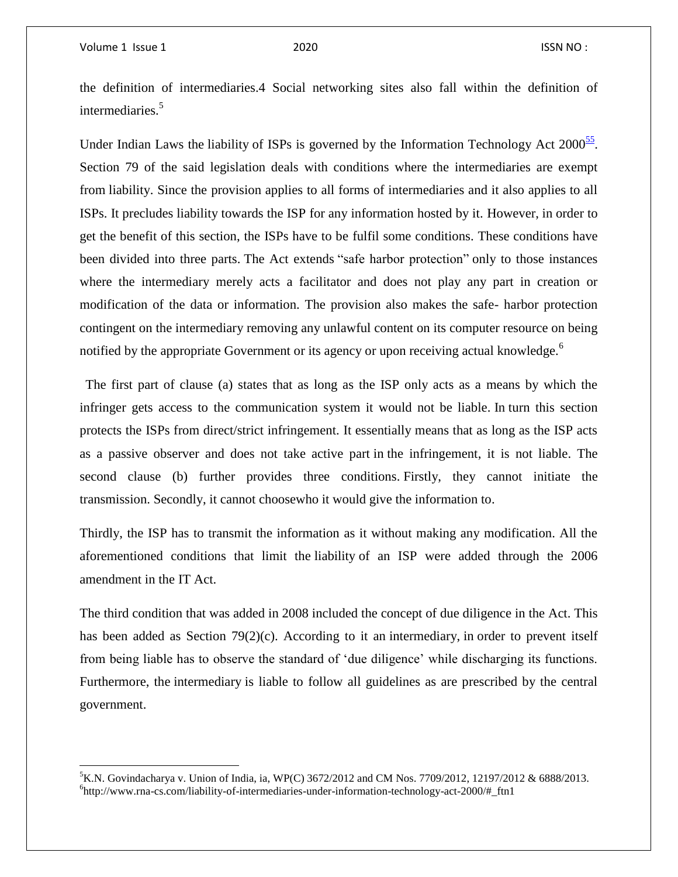the definition of intermediaries.4 Social networking sites also fall within the definition of intermediaries.[5]

Under Indian Laws the liability of ISPs is governed by the Information Technology Act 2000[55]. Section 79 of the said legislation deals with conditions where the intermediaries are exempt from liability. Since the provision applies to all forms of intermediaries and it also applies to all ISPs. It precludes liability towards the ISP for any information hosted by it. However, in order to get the benefit of this section, the ISPs have to be fulfil some conditions. These conditions have been divided into three parts. The Act extends "safe harbor protection" only to those instances where the intermediary merely acts a facilitator and does not play any part in creation or modification of the data or information. The provision also makes the safe- harbor protection contingent on the intermediary removing any unlawful content on its computer resource on being notified by the appropriate Government or its agency or upon receiving actual knowledge.[6]

The first part of clause (a) states that as long as the ISP only acts as a means by which the infringer gets access to the communication system it would not be liable. In turn this section protects the ISPs from direct/strict infringement. It essentially means that as long as the ISP acts as a passive observer and does not take active part in the infringement, it is not liable. The second clause (b) further provides three conditions. Firstly, they cannot initiate the transmission. Secondly, it cannot choosewho it would give the information to.

Thirdly, the ISP has to transmit the information as it without making any modification. All the aforementioned conditions that limit the liability of an ISP were added through the 2006 amendment in the IT Act.

The third condition that was added in 2008 included the concept of due diligence in the Act. This has been added as Section 79(2)(c). According to it an intermediary, in order to prevent itself from being liable has to observe the standard of 'due diligence' while discharging its functions. Furthermore, the intermediary is liable to follow all guidelines as are prescribed by the central government.

---

[5] K.N. Govindacharya v. Union of India, ia, WP(C) 3672/2012 and CM Nos. 7709/2012, 12197/2012 & 6888/2013.

[6] http://www.rna-cs.com/liability-of-intermediaries-under-information-technology-act-2000/#_ftn1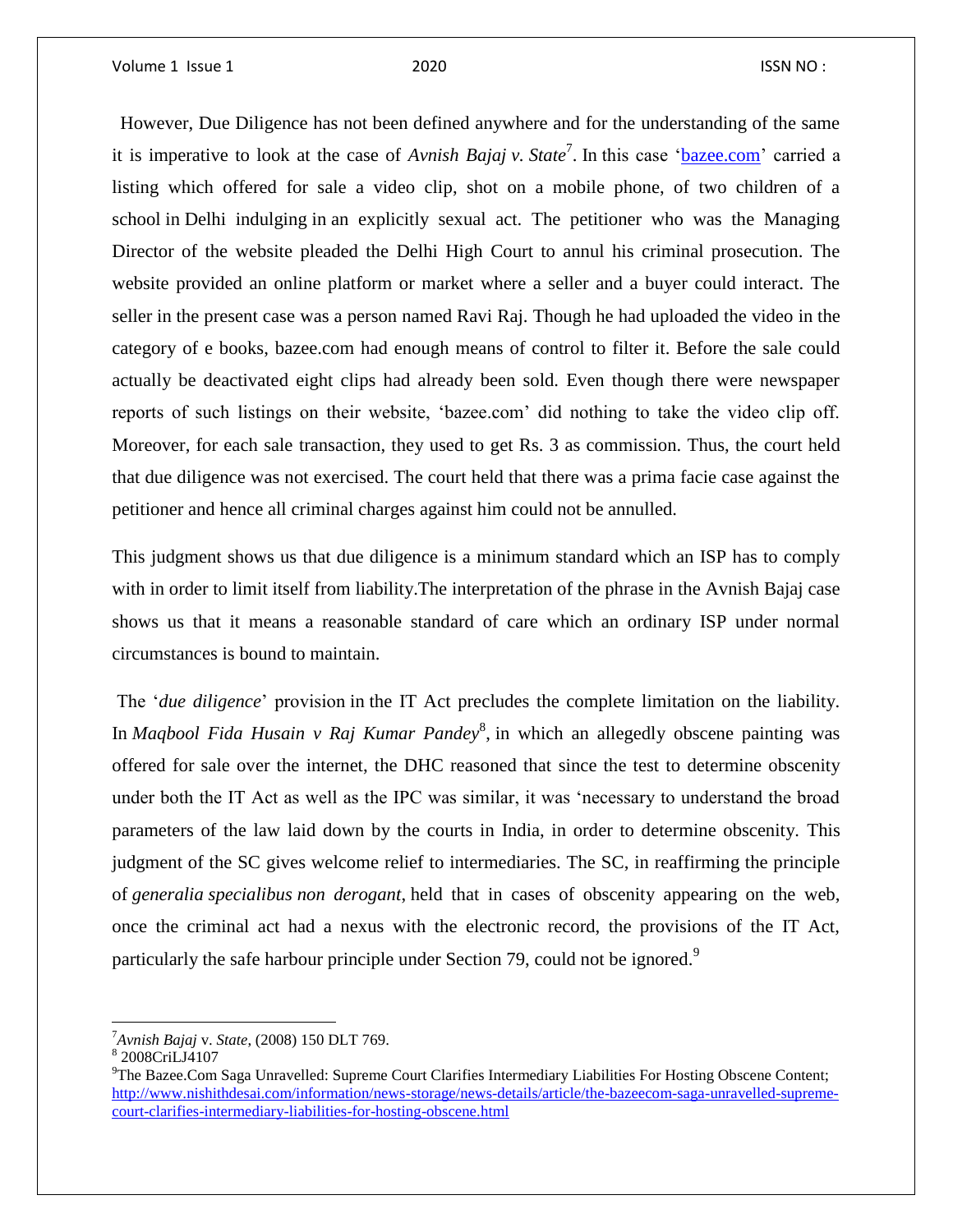However, Due Diligence has not been defined anywhere and for the understanding of the same it is imperative to look at the case of *Avnish Bajaj v. State*[7]. In this case '[bazee.com](http://bazee.com)' carried a listing which offered for sale a video clip, shot on a mobile phone, of two children of a school in Delhi indulging in an explicitly sexual act. The petitioner who was the Managing Director of the website pleaded the Delhi High Court to annul his criminal prosecution. The website provided an online platform or market where a seller and a buyer could interact. The seller in the present case was a person named Ravi Raj. Though he had uploaded the video in the category of e books, bazee.com had enough means of control to filter it. Before the sale could actually be deactivated eight clips had already been sold. Even though there were newspaper reports of such listings on their website, 'bazee.com' did nothing to take the video clip off. Moreover, for each sale transaction, they used to get Rs. 3 as commission. Thus, the court held that due diligence was not exercised. The court held that there was a prima facie case against the petitioner and hence all criminal charges against him could not be annulled.

This judgment shows us that due diligence is a minimum standard which an ISP has to comply with in order to limit itself from liability.The interpretation of the phrase in the Avnish Bajaj case shows us that it means a reasonable standard of care which an ordinary ISP under normal circumstances is bound to maintain.

The '*due diligence*' provision in the IT Act precludes the complete limitation on the liability. In *Maqbool Fida Husain v Raj Kumar Pandey*[8], in which an allegedly obscene painting was offered for sale over the internet, the DHC reasoned that since the test to determine obscenity under both the IT Act as well as the IPC was similar, it was 'necessary to understand the broad parameters of the law laid down by the courts in India, in order to determine obscenity. This judgment of the SC gives welcome relief to intermediaries. The SC, in reaffirming the principle of *generalia specialibus non derogant*, held that in cases of obscenity appearing on the web, once the criminal act had a nexus with the electronic record, the provisions of the IT Act, particularly the safe harbour principle under Section 79, could not be ignored.[9]

---

[7] *Avnish Bajaj* v. *State*, (2008) 150 DLT 769.

[8] 2008CriLJ4107

[9] The Bazee.Com Saga Unravelled: Supreme Court Clarifies Intermediary Liabilities For Hosting Obscene Content; http://www.nishithdesai.com/information/news-storage/news-details/article/the-bazeecom-saga-unravelled-supreme-court-clarifies-intermediary-liabilities-for-hosting-obscene.html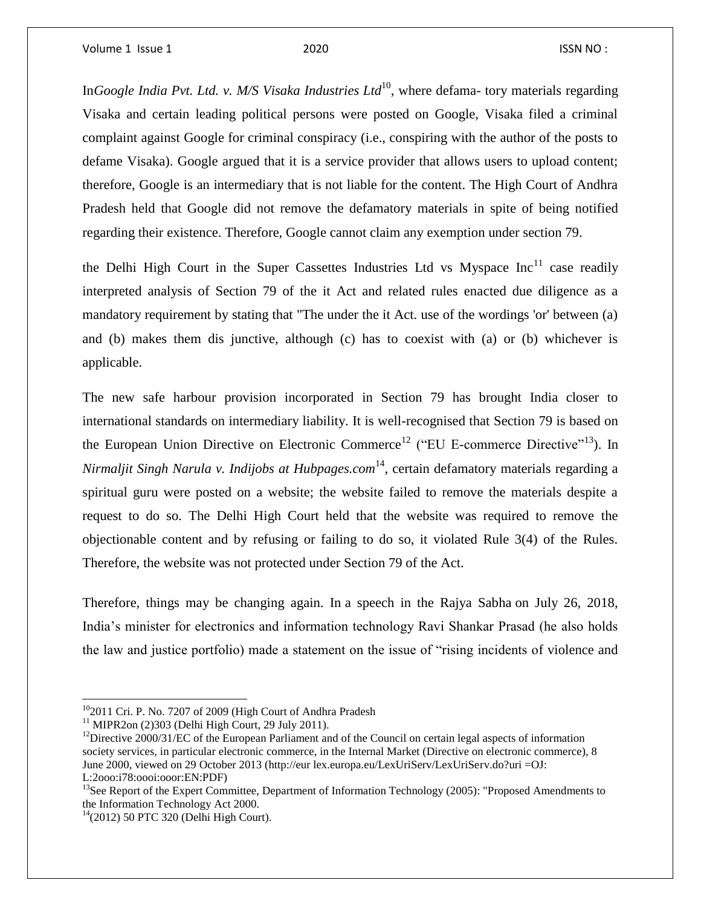In*Google India Pvt. Ltd. v. M/S Visaka Industries Ltd*[10], where defama- tory materials regarding Visaka and certain leading political persons were posted on Google, Visaka filed a criminal complaint against Google for criminal conspiracy (i.e., conspiring with the author of the posts to defame Visaka). Google argued that it is a service provider that allows users to upload content; therefore, Google is an intermediary that is not liable for the content. The High Court of Andhra Pradesh held that Google did not remove the defamatory materials in spite of being notified regarding their existence. Therefore, Google cannot claim any exemption under section 79.

the Delhi High Court in the Super Cassettes Industries Ltd vs Myspace Inc[11] case readily interpreted analysis of Section 79 of the it Act and related rules enacted due diligence as a mandatory requirement by stating that "The under the it Act. use of the wordings 'or' between (a) and (b) makes them dis junctive, although (c) has to coexist with (a) or (b) whichever is applicable.

The new safe harbour provision incorporated in Section 79 has brought India closer to international standards on intermediary liability. It is well-recognised that Section 79 is based on the European Union Directive on Electronic Commerce[12] ("EU E-commerce Directive"[13]). In *Nirmaljit Singh Narula v. Indijobs at Hubpages.com*[14], certain defamatory materials regarding a spiritual guru were posted on a website; the website failed to remove the materials despite a request to do so. The Delhi High Court held that the website was required to remove the objectionable content and by refusing or failing to do so, it violated Rule 3(4) of the Rules. Therefore, the website was not protected under Section 79 of the Act.

Therefore, things may be changing again. In a speech in the Rajya Sabha on July 26, 2018, India's minister for electronics and information technology Ravi Shankar Prasad (he also holds the law and justice portfolio) made a statement on the issue of "rising incidents of violence and

---

[10] 2011 Cri. P. No. 7207 of 2009 (High Court of Andhra Pradesh

[11] MIPR2on (2)303 (Delhi High Court, 29 July 2011).

[12] Directive 2000/31/EC of the European Parliament and of the Council on certain legal aspects of information society services, in particular electronic commerce, in the Internal Market (Directive on electronic commerce), 8 June 2000, viewed on 29 October 2013 (http://eur lex.europa.eu/LexUriServ/LexUriServ.do?uri =OJ: L:2ooo:i78:oooi:ooor:EN:PDF)

[13] See Report of the Expert Committee, Department of Information Technology (2005): "Proposed Amendments to the Information Technology Act 2000.

[14] (2012) 50 PTC 320 (Delhi High Court).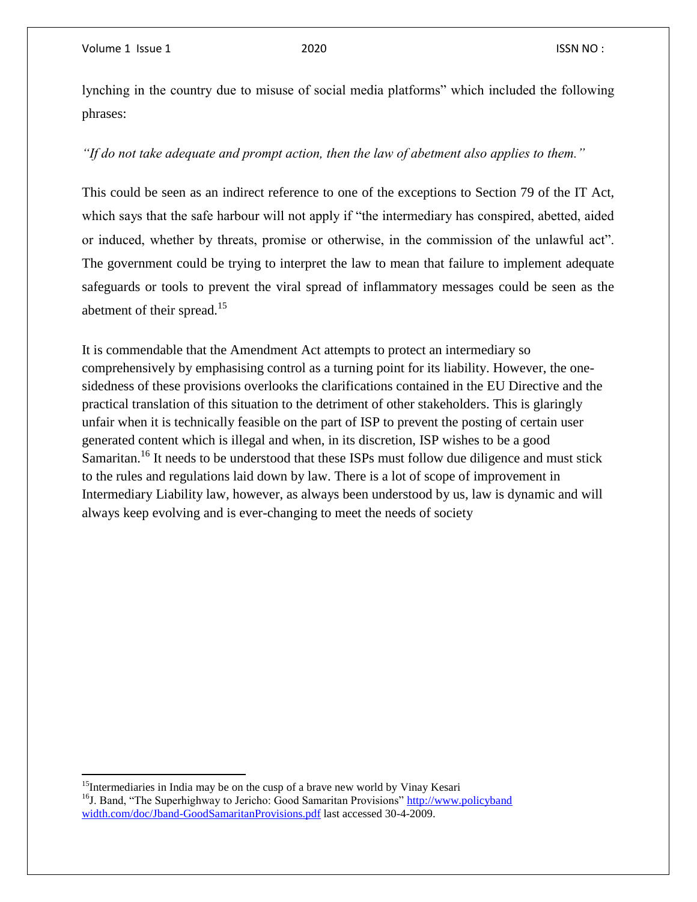lynching in the country due to misuse of social media platforms" which included the following phrases:

*"If do not take adequate and prompt action, then the law of abetment also applies to them."*

This could be seen as an indirect reference to one of the exceptions to Section 79 of the IT Act, which says that the safe harbour will not apply if "the intermediary has conspired, abetted, aided or induced, whether by threats, promise or otherwise, in the commission of the unlawful act". The government could be trying to interpret the law to mean that failure to implement adequate safeguards or tools to prevent the viral spread of inflammatory messages could be seen as the abetment of their spread.[15]

It is commendable that the Amendment Act attempts to protect an intermediary so comprehensively by emphasising control as a turning point for its liability. However, the one-sidedness of these provisions overlooks the clarifications contained in the EU Directive and the practical translation of this situation to the detriment of other stakeholders. This is glaringly unfair when it is technically feasible on the part of ISP to prevent the posting of certain user generated content which is illegal and when, in its discretion, ISP wishes to be a good Samaritan.[16] It needs to be understood that these ISPs must follow due diligence and must stick to the rules and regulations laid down by law. There is a lot of scope of improvement in Intermediary Liability law, however, as always been understood by us, law is dynamic and will always keep evolving and is ever-changing to meet the needs of society

---

[15] Intermediaries in India may be on the cusp of a brave new world by Vinay Kesari

[16] J. Band, "The Superhighway to Jericho: Good Samaritan Provisions" http://www.policybandwidth.com/doc/Jband-GoodSamaritanProvisions.pdf last accessed 30-4-2009.